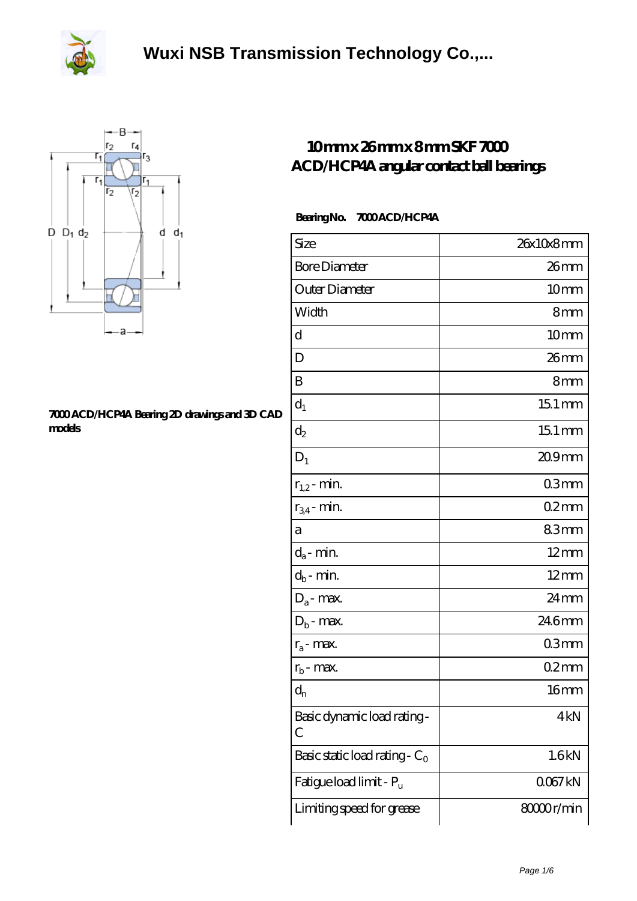# Wuxi NSB Transmission Technology Co.,...

## 10 mm x 26 mm x 8 mm SKF 7000 ACD/HCP4A angular contact ball bearings

**7000 ACD/HCP4A Bearing 2D drawings and 3D CAD models**

**Bearing No. 7000 ACD/HCP4A**

| Size | 26x10x8 mm |
|---|---|
| Bore Diameter | 26 mm |
| Outer Diameter | 10 mm |
| Width | 8 mm |
| d | 10 mm |
| D | 26 mm |
| B | 8 mm |
| $d_1$ | 15.1 mm |
| $d_2$ | 15.1 mm |
| $D_1$ | 20.9 mm |
| $r_{1,2}$ - min. | 0.3 mm |
| $r_{3,4}$ - min. | 0.2 mm |
| a | 8.3 mm |
| $d_a$ - min. | 12 mm |
| $d_b$ - min. | 12 mm |
| $D_a$ - max. | 24 mm |
| $D_b$ - max. | 24.6 mm |
| $r_a$ - max. | 0.3 mm |
| $r_b$ - max. | 0.2 mm |
| $d_n$ | 16 mm |
| Basic dynamic load rating - C | 4 kN |
| Basic static load rating - $C_0$ | 1.6 kN |
| Fatigue load limit - $P_u$ | 0.067 kN |
| Limiting speed for grease | 80000 r/min |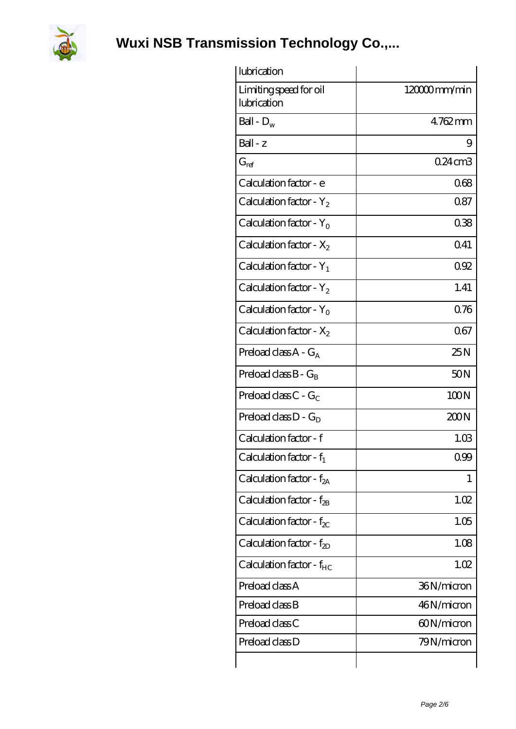| lubrication | |
| --- | --- |
| Limiting speed for oil lubrication | 120000 mm/min |
| Ball - $D_w$ | 4.762 mm |
| Ball - z | 9 |
| $G_{ref}$ | 0.24 cm3 |
| Calculation factor - e | 0.68 |
| Calculation factor - $Y_2$ | 0.87 |
| Calculation factor - $Y_0$ | 0.38 |
| Calculation factor - $X_2$ | 0.41 |
| Calculation factor - $Y_1$ | 0.92 |
| Calculation factor - $Y_2$ | 1.41 |
| Calculation factor - $Y_0$ | 0.76 |
| Calculation factor - $X_2$ | 0.67 |
| Preload class A - $G_A$ | 25 N |
| Preload class B - $G_B$ | 50 N |
| Preload class C - $G_C$ | 100 N |
| Preload class D - $G_D$ | 200 N |
| Calculation factor - f | 1.03 |
| Calculation factor - $f_1$ | 0.99 |
| Calculation factor - $f_{2A}$ | 1 |
| Calculation factor - $f_{2B}$ | 1.02 |
| Calculation factor - $f_{2C}$ | 1.05 |
| Calculation factor - $f_{2D}$ | 1.08 |
| Calculation factor - $f_{HC}$ | 1.02 |
| Preload class A | 36 N/micron |
| Preload class B | 46 N/micron |
| Preload class C | 60 N/micron |
| Preload class D | 79 N/micron |
| | |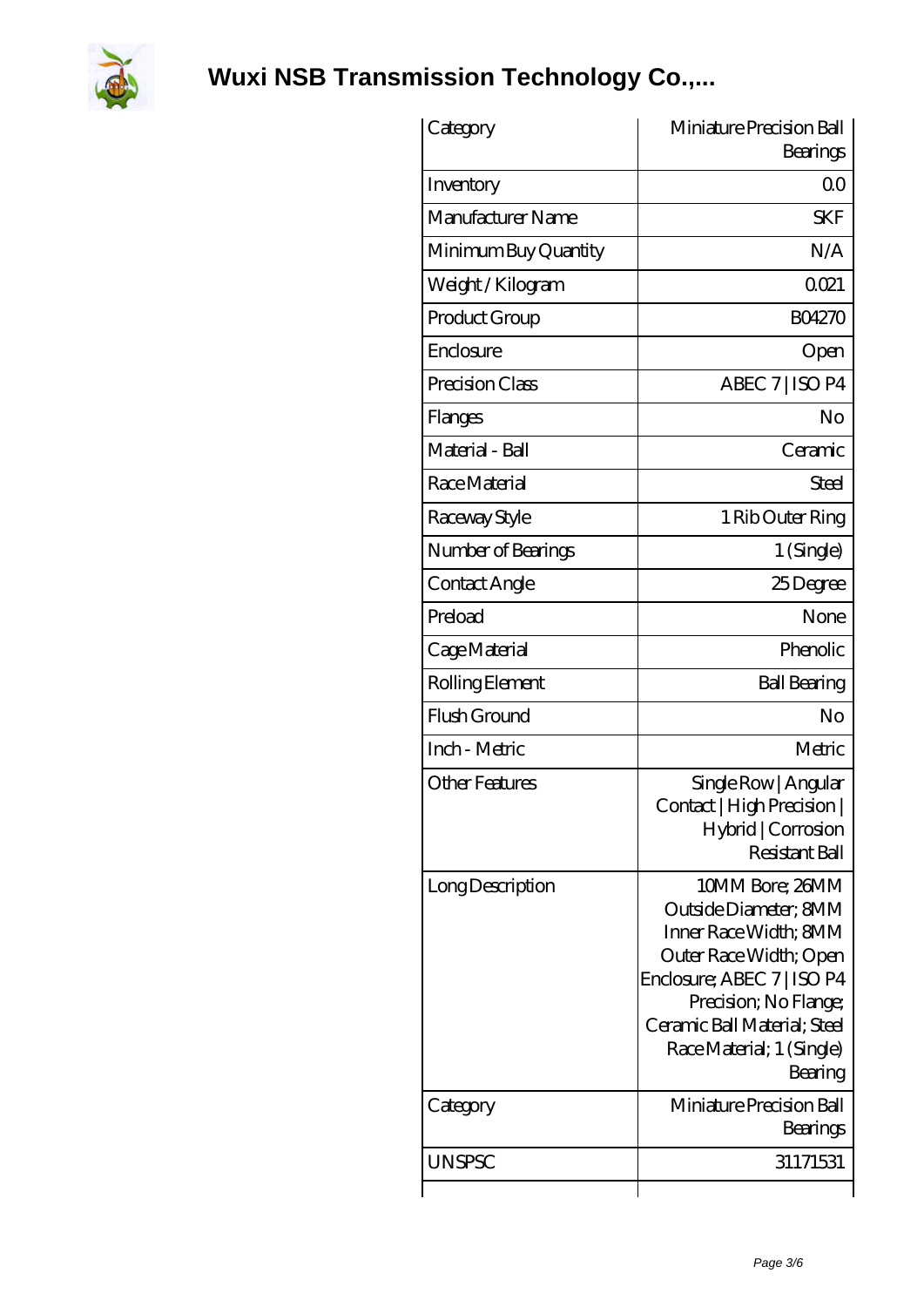# Wuxi NSB Transmission Technology Co.,...

| Category | Miniature Precision Ball Bearings |
|---|---|
| Inventory | 0.0 |
| Manufacturer Name | SKF |
| Minimum Buy Quantity | N/A |
| Weight / Kilogram | 0.021 |
| Product Group | B04270 |
| Enclosure | Open |
| Precision Class | ABEC 7 \| ISO P4 |
| Flanges | No |
| Material - Ball | Ceramic |
| Race Material | Steel |
| Raceway Style | 1 Rib Outer Ring |
| Number of Bearings | 1 (Single) |
| Contact Angle | 25 Degree |
| Preload | None |
| Cage Material | Phenolic |
| Rolling Element | Ball Bearing |
| Flush Ground | No |
| Inch - Metric | Metric |
| Other Features | Single Row \| Angular Contact \| High Precision \| Hybrid \| Corrosion Resistant Ball |
| Long Description | 10MM Bore; 26MM Outside Diameter; 8MM Inner Race Width; 8MM Outer Race Width; Open Enclosure; ABEC 7 \| ISO P4 Precision; No Flange; Ceramic Ball Material; Steel Race Material; 1 (Single) Bearing |
| Category | Miniature Precision Ball Bearings |
| UNSPSC | 31171531 |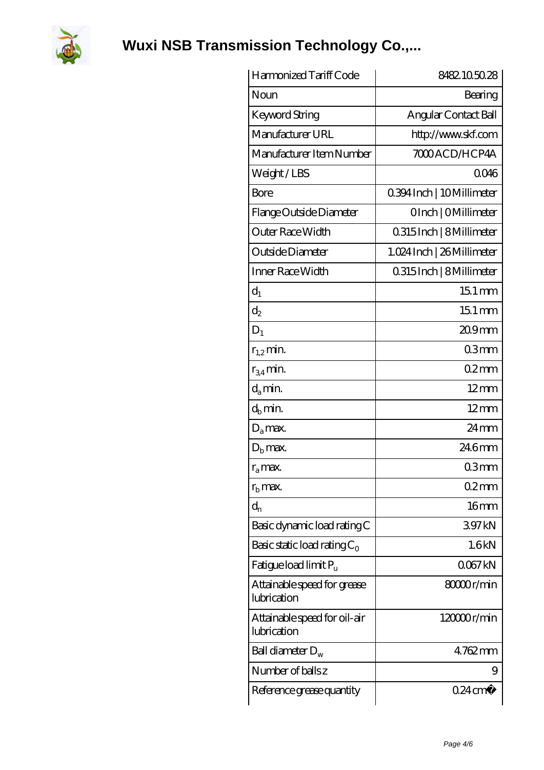| Harmonized Tariff Code | 8482.10.50.28 |
| --- | --- |
| Noun | Bearing |
| Keyword String | Angular Contact Ball |
| Manufacturer URL | http://www.skf.com |
| Manufacturer Item Number | 7000 ACD/HCP4A |
| Weight / LBS | 0.046 |
| Bore | 0.394 Inch \| 10 Millimeter |
| Flange Outside Diameter | 0 Inch \| 0 Millimeter |
| Outer Race Width | 0.315 Inch \| 8 Millimeter |
| Outside Diameter | 1.024 Inch \| 26 Millimeter |
| Inner Race Width | 0.315 Inch \| 8 Millimeter |
| $d_1$ | 15.1 mm |
| $d_2$ | 15.1 mm |
| $D_1$ | 20.9 mm |
| $r_{1,2}$ min. | 0.3 mm |
| $r_{3,4}$ min. | 0.2 mm |
| $d_a$ min. | 12 mm |
| $d_b$ min. | 12 mm |
| $D_a$ max. | 24 mm |
| $D_b$ max. | 24.6 mm |
| $r_a$ max. | 0.3 mm |
| $r_b$ max. | 0.2 mm |
| $d_n$ | 16 mm |
| Basic dynamic load rating C | 3.97 kN |
| Basic static load rating $C_0$ | 1.6 kN |
| Fatigue load limit $P_u$ | 0.067 kN |
| Attainable speed for grease lubrication | 80000 r/min |
| Attainable speed for oil-air lubrication | 120000 r/min |
| Ball diameter $D_w$ | 4.762 mm |
| Number of balls z | 9 |
| Reference grease quantity | 0.24 cm� |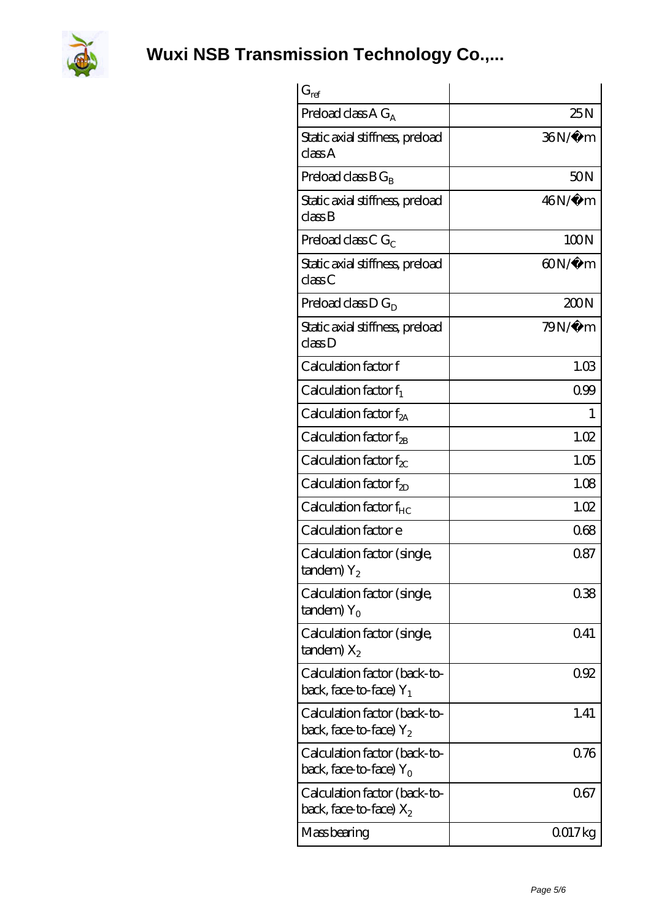| $G_{ref}$ | |
|---|---|
| Preload class A $G_A$ | 25 N |
| Static axial stiffness, preload class A | 36 N/µm |
| Preload class B $G_B$ | 50 N |
| Static axial stiffness, preload class B | 46 N/µm |
| Preload class C $G_C$ | 100 N |
| Static axial stiffness, preload class C | 60 N/µm |
| Preload class D $G_D$ | 200 N |
| Static axial stiffness, preload class D | 79 N/µm |
| Calculation factor f | 1.03 |
| Calculation factor $f_1$ | 0.99 |
| Calculation factor $f_{2A}$ | 1 |
| Calculation factor $f_{2B}$ | 1.02 |
| Calculation factor $f_{2C}$ | 1.05 |
| Calculation factor $f_{2D}$ | 1.08 |
| Calculation factor $f_{HC}$ | 1.02 |
| Calculation factor e | 0.68 |
| Calculation factor (single, tandem) $Y_2$ | 0.87 |
| Calculation factor (single, tandem) $Y_0$ | 0.38 |
| Calculation factor (single, tandem) $X_2$ | 0.41 |
| Calculation factor (back-to-back, face-to-face) $Y_1$ | 0.92 |
| Calculation factor (back-to-back, face-to-face) $Y_2$ | 1.41 |
| Calculation factor (back-to-back, face-to-face) $Y_0$ | 0.76 |
| Calculation factor (back-to-back, face-to-face) $X_2$ | 0.67 |
| Mass bearing | 0.017 kg |